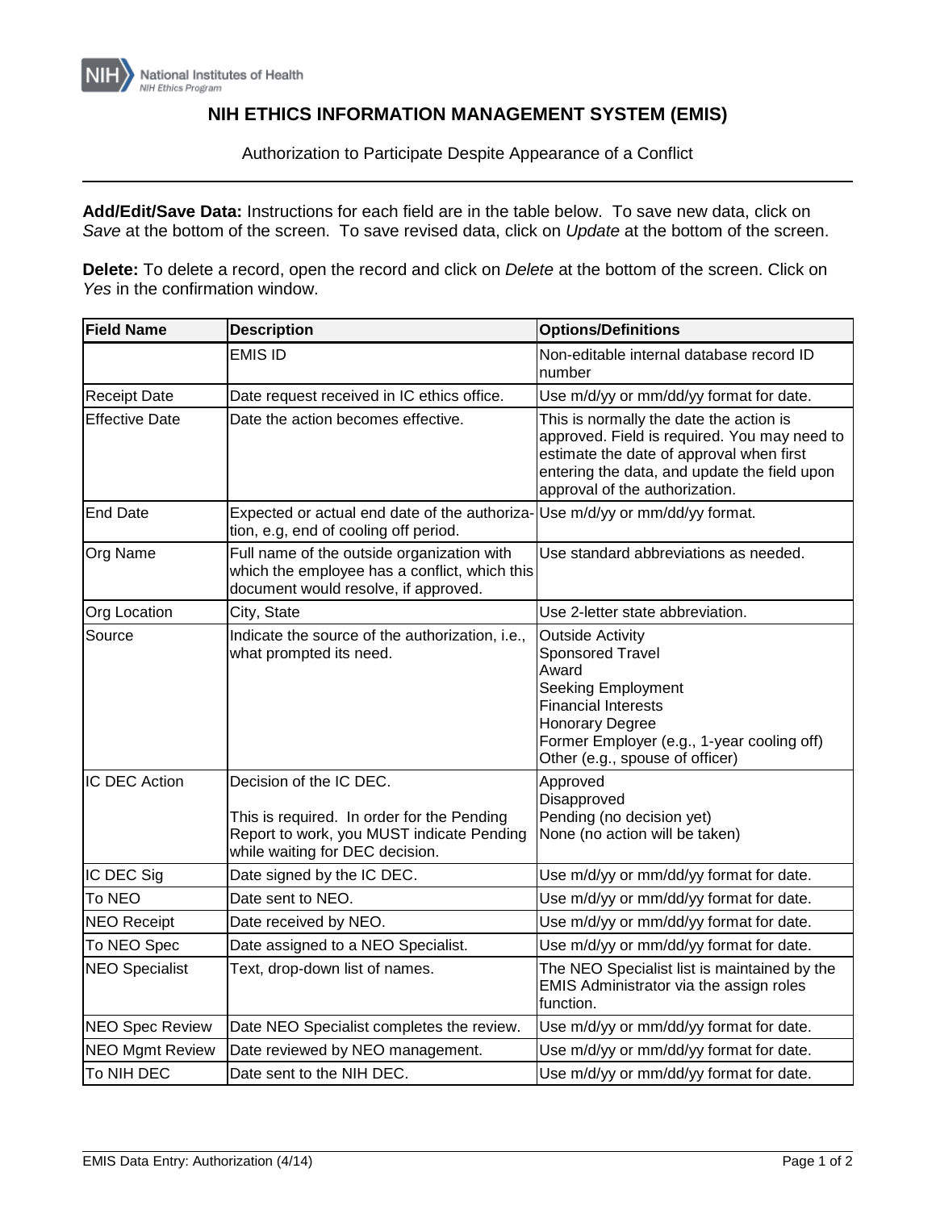National Institutes of Health
NIH Ethics Program

# NIH ETHICS INFORMATION MANAGEMENT SYSTEM (EMIS)

Authorization to Participate Despite Appearance of a Conflict

---

**Add/Edit/Save Data:** Instructions for each field are in the table below. To save new data, click on *Save* at the bottom of the screen. To save revised data, click on *Update* at the bottom of the screen.

**Delete:** To delete a record, open the record and click on *Delete* at the bottom of the screen. Click on *Yes* in the confirmation window.

| Field Name | Description | Options/Definitions |
|---|---|---|
| | EMIS ID | Non-editable internal database record ID number |
| Receipt Date | Date request received in IC ethics office. | Use m/d/yy or mm/dd/yy format for date. |
| Effective Date | Date the action becomes effective. | This is normally the date the action is approved. Field is required. You may need to estimate the date of approval when first entering the data, and update the field upon approval of the authorization. |
| End Date | Expected or actual end date of the authorization, e.g, end of cooling off period. | Use m/d/yy or mm/dd/yy format. |
| Org Name | Full name of the outside organization with which the employee has a conflict, which this document would resolve, if approved. | Use standard abbreviations as needed. |
| Org Location | City, State | Use 2-letter state abbreviation. |
| Source | Indicate the source of the authorization, i.e., what prompted its need. | Outside Activity<br>Sponsored Travel<br>Award<br>Seeking Employment<br>Financial Interests<br>Honorary Degree<br>Former Employer (e.g., 1-year cooling off)<br>Other (e.g., spouse of officer) |
| IC DEC Action | Decision of the IC DEC.<br><br>This is required. In order for the Pending Report to work, you MUST indicate Pending while waiting for DEC decision. | Approved<br>Disapproved<br>Pending (no decision yet)<br>None (no action will be taken) |
| IC DEC Sig | Date signed by the IC DEC. | Use m/d/yy or mm/dd/yy format for date. |
| To NEO | Date sent to NEO. | Use m/d/yy or mm/dd/yy format for date. |
| NEO Receipt | Date received by NEO. | Use m/d/yy or mm/dd/yy format for date. |
| To NEO Spec | Date assigned to a NEO Specialist. | Use m/d/yy or mm/dd/yy format for date. |
| NEO Specialist | Text, drop-down list of names. | The NEO Specialist list is maintained by the EMIS Administrator via the assign roles function. |
| NEO Spec Review | Date NEO Specialist completes the review. | Use m/d/yy or mm/dd/yy format for date. |
| NEO Mgmt Review | Date reviewed by NEO management. | Use m/d/yy or mm/dd/yy format for date. |
| To NIH DEC | Date sent to the NIH DEC. | Use m/d/yy or mm/dd/yy format for date. |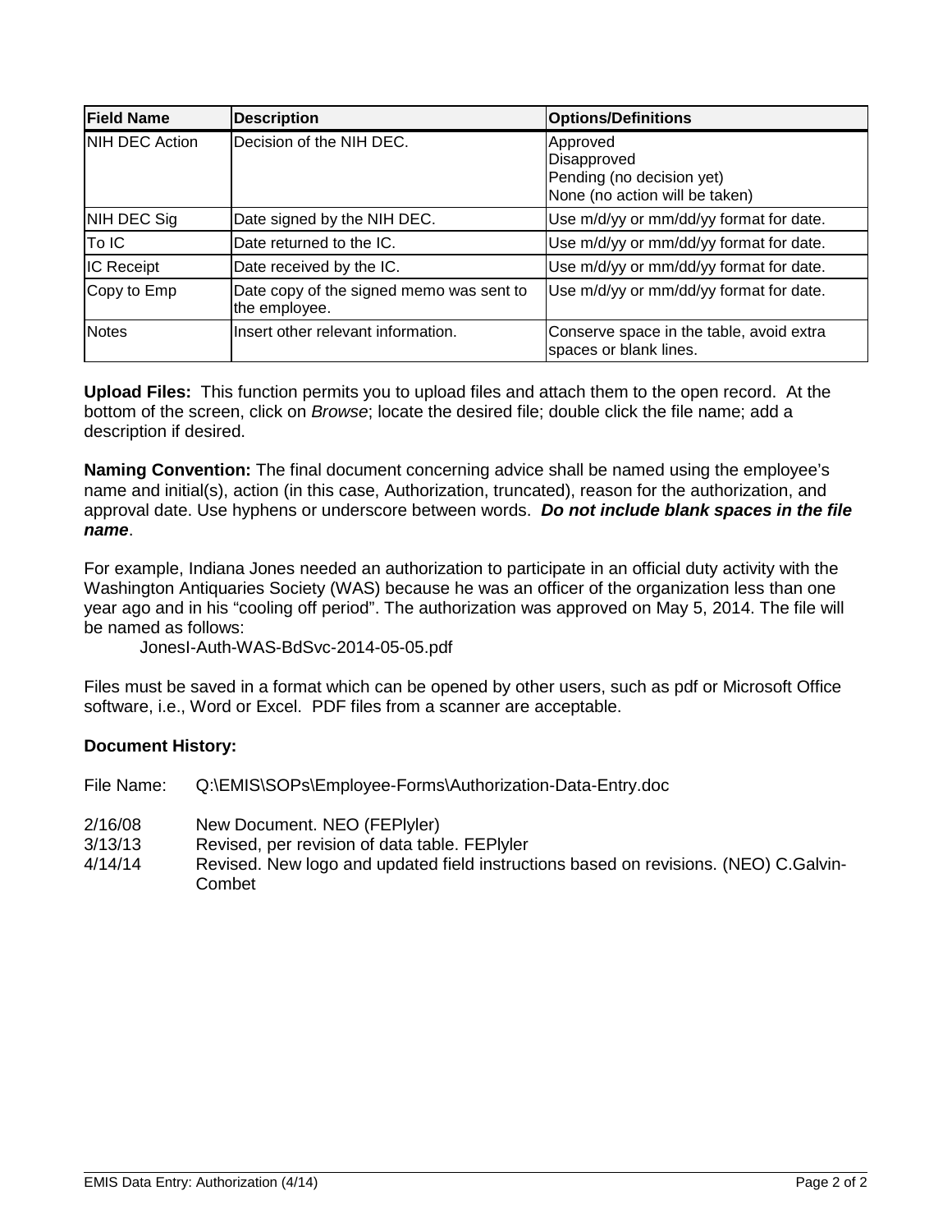| Field Name | Description | Options/Definitions |
|---|---|---|
| NIH DEC Action | Decision of the NIH DEC. | Approved<br>Disapproved<br>Pending (no decision yet)<br>None (no action will be taken) |
| NIH DEC Sig | Date signed by the NIH DEC. | Use m/d/yy or mm/dd/yy format for date. |
| To IC | Date returned to the IC. | Use m/d/yy or mm/dd/yy format for date. |
| IC Receipt | Date received by the IC. | Use m/d/yy or mm/dd/yy format for date. |
| Copy to Emp | Date copy of the signed memo was sent to the employee. | Use m/d/yy or mm/dd/yy format for date. |
| Notes | Insert other relevant information. | Conserve space in the table, avoid extra spaces or blank lines. |

**Upload Files:** This function permits you to upload files and attach them to the open record. At the bottom of the screen, click on *Browse*; locate the desired file; double click the file name; add a description if desired.

**Naming Convention:** The final document concerning advice shall be named using the employee's name and initial(s), action (in this case, Authorization, truncated), reason for the authorization, and approval date. Use hyphens or underscore between words. ***Do not include blank spaces in the file name***.

For example, Indiana Jones needed an authorization to participate in an official duty activity with the Washington Antiquaries Society (WAS) because he was an officer of the organization less than one year ago and in his "cooling off period". The authorization was approved on May 5, 2014. The file will be named as follows:

JonesI-Auth-WAS-BdSvc-2014-05-05.pdf

Files must be saved in a format which can be opened by other users, such as pdf or Microsoft Office software, i.e., Word or Excel. PDF files from a scanner are acceptable.

**Document History:**

File Name: Q:\EMIS\SOPs\Employee-Forms\Authorization-Data-Entry.doc

2/16/08 New Document. NEO (FEPlyler)
3/13/13 Revised, per revision of data table. FEPlyler
4/14/14 Revised. New logo and updated field instructions based on revisions. (NEO) C.Galvin-Combet